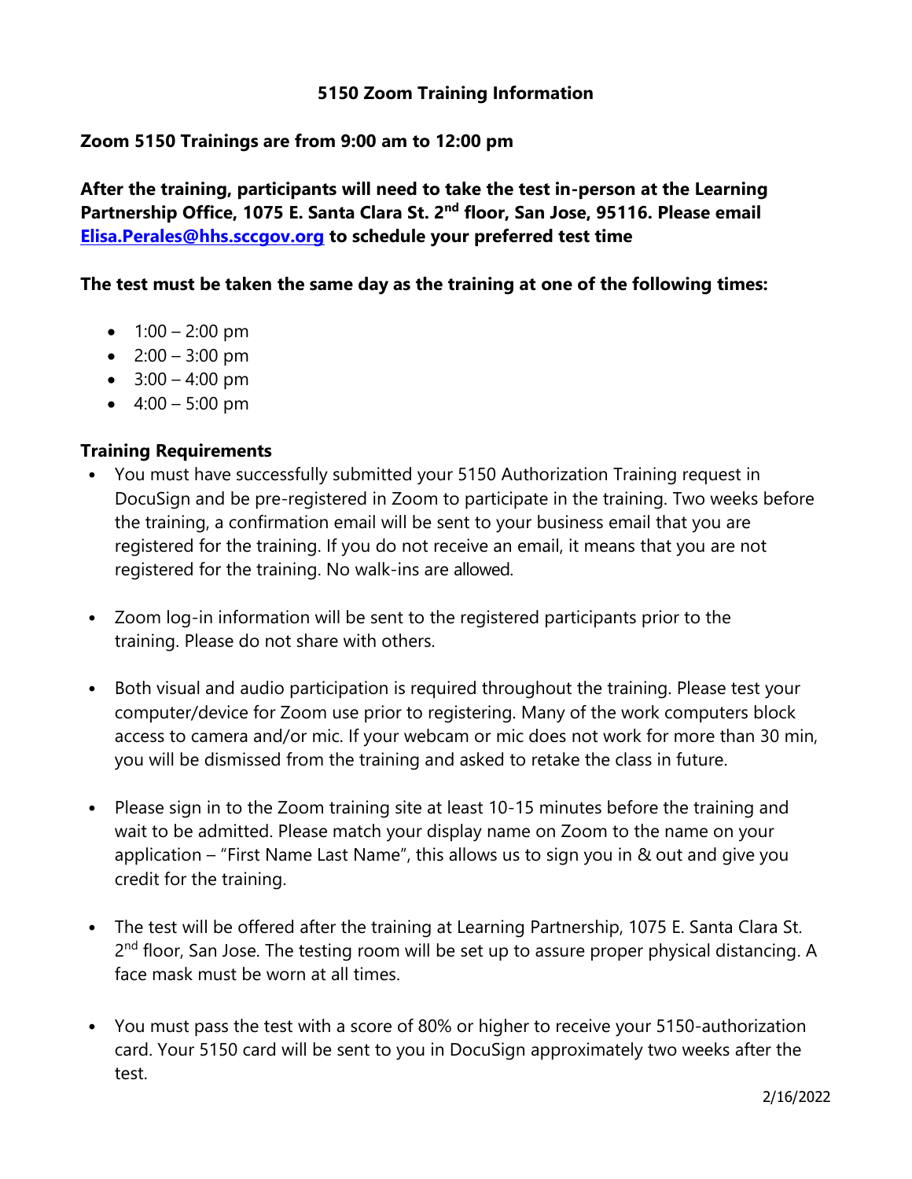# 5150 Zoom Training Information

**Zoom 5150 Trainings are from 9:00 am to 12:00 pm**

**After the training, participants will need to take the test in-person at the Learning Partnership Office, 1075 E. Santa Clara St. 2nd floor, San Jose, 95116. Please email [Elisa.Perales@hhs.sccgov.org](mailto:Elisa.Perales@hhs.sccgov.org) to schedule your preferred test time**

**The test must be taken the same day as the training at one of the following times:**

- 1:00 – 2:00 pm
- 2:00 – 3:00 pm
- 3:00 – 4:00 pm
- 4:00 – 5:00 pm

**Training Requirements**

- You must have successfully submitted your 5150 Authorization Training request in DocuSign and be pre-registered in Zoom to participate in the training. Two weeks before the training, a confirmation email will be sent to your business email that you are registered for the training. If you do not receive an email, it means that you are not registered for the training. No walk-ins are allowed.

- Zoom log-in information will be sent to the registered participants prior to the training. Please do not share with others.

- Both visual and audio participation is required throughout the training. Please test your computer/device for Zoom use prior to registering. Many of the work computers block access to camera and/or mic. If your webcam or mic does not work for more than 30 min, you will be dismissed from the training and asked to retake the class in future.

- Please sign in to the Zoom training site at least 10-15 minutes before the training and wait to be admitted. Please match your display name on Zoom to the name on your application – "First Name Last Name", this allows us to sign you in & out and give you credit for the training.

- The test will be offered after the training at Learning Partnership, 1075 E. Santa Clara St. 2nd floor, San Jose. The testing room will be set up to assure proper physical distancing. A face mask must be worn at all times.

- You must pass the test with a score of 80% or higher to receive your 5150-authorization card. Your 5150 card will be sent to you in DocuSign approximately two weeks after the test.

2/16/2022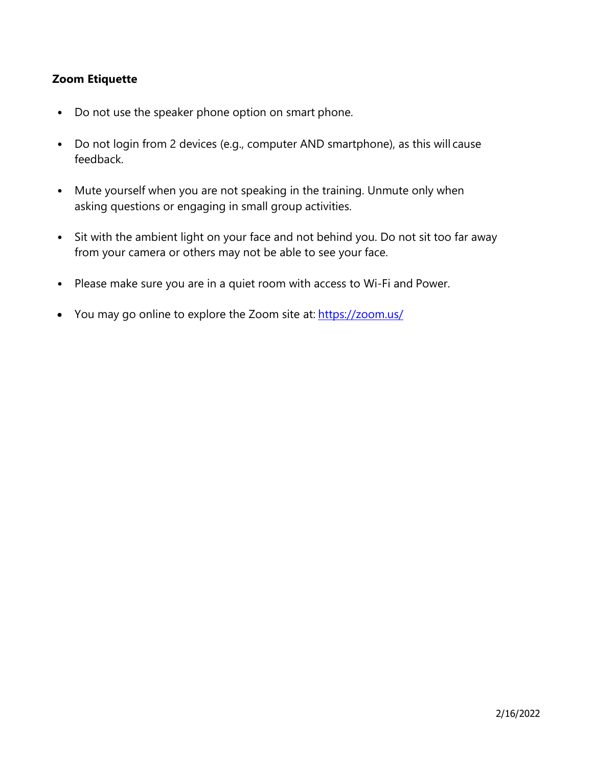**Zoom Etiquette**

- Do not use the speaker phone option on smart phone.
- Do not login from 2 devices (e.g., computer AND smartphone), as this will cause feedback.
- Mute yourself when you are not speaking in the training. Unmute only when asking questions or engaging in small group activities.
- Sit with the ambient light on your face and not behind you. Do not sit too far away from your camera or others may not be able to see your face.
- Please make sure you are in a quiet room with access to Wi-Fi and Power.
- You may go online to explore the Zoom site at: https://zoom.us/

2/16/2022